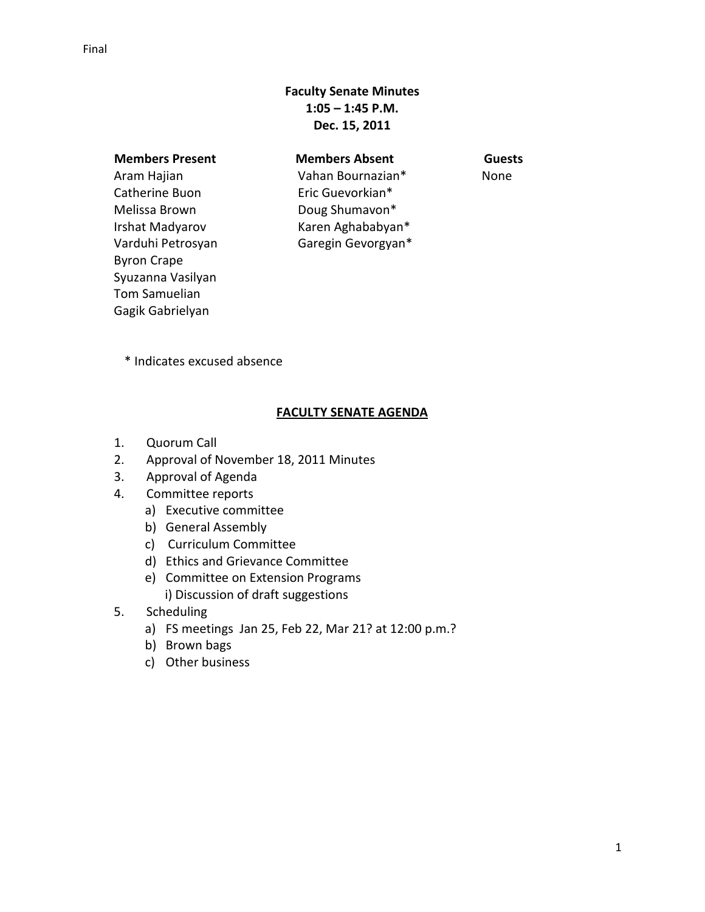Final

# Faculty Senate Minutes
**1:05 – 1:45 P.M.**
**Dec. 15, 2011**

| Members Present | Members Absent | Guests |
|---|---|---|
| Aram Hajian | Vahan Bournazian* | None |
| Catherine Buon | Eric Guevorkian* | |
| Melissa Brown | Doug Shumavon* | |
| Irshat Madyarov | Karen Aghababyan* | |
| Varduhi Petrosyan | Garegin Gevorgyan* | |
| Byron Crape | | |
| Syuzanna Vasilyan | | |
| Tom Samuelian | | |
| Gagik Gabrielyan | | |

\* Indicates excused absence

## FACULTY SENATE AGENDA

1. Quorum Call
2. Approval of November 18, 2011 Minutes
3. Approval of Agenda
4. Committee reports
   a) Executive committee
   b) General Assembly
   c) Curriculum Committee
   d) Ethics and Grievance Committee
   e) Committee on Extension Programs
      i) Discussion of draft suggestions
5. Scheduling
   a) FS meetings Jan 25, Feb 22, Mar 21? at 12:00 p.m.?
   b) Brown bags
   c) Other business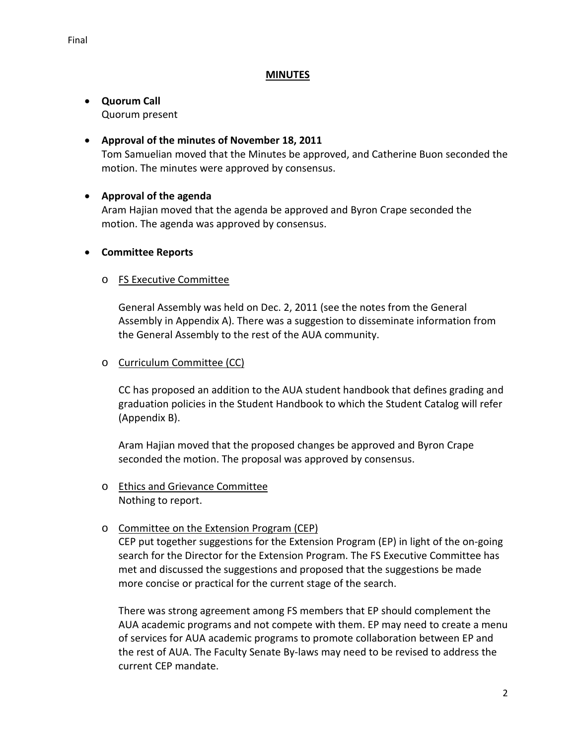## MINUTES

- **Quorum Call**
  Quorum present

- **Approval of the minutes of November 18, 2011**
  Tom Samuelian moved that the Minutes be approved, and Catherine Buon seconded the motion. The minutes were approved by consensus.

- **Approval of the agenda**
  Aram Hajian moved that the agenda be approved and Byron Crape seconded the motion. The agenda was approved by consensus.

- **Committee Reports**

  - FS Executive Committee

    General Assembly was held on Dec. 2, 2011 (see the notes from the General Assembly in Appendix A). There was a suggestion to disseminate information from the General Assembly to the rest of the AUA community.

  - Curriculum Committee (CC)

    CC has proposed an addition to the AUA student handbook that defines grading and graduation policies in the Student Handbook to which the Student Catalog will refer (Appendix B).

    Aram Hajian moved that the proposed changes be approved and Byron Crape seconded the motion. The proposal was approved by consensus.

  - Ethics and Grievance Committee
    Nothing to report.

  - Committee on the Extension Program (CEP)
    CEP put together suggestions for the Extension Program (EP) in light of the on-going search for the Director for the Extension Program. The FS Executive Committee has met and discussed the suggestions and proposed that the suggestions be made more concise or practical for the current stage of the search.

    There was strong agreement among FS members that EP should complement the AUA academic programs and not compete with them. EP may need to create a menu of services for AUA academic programs to promote collaboration between EP and the rest of AUA. The Faculty Senate By-laws may need to be revised to address the current CEP mandate.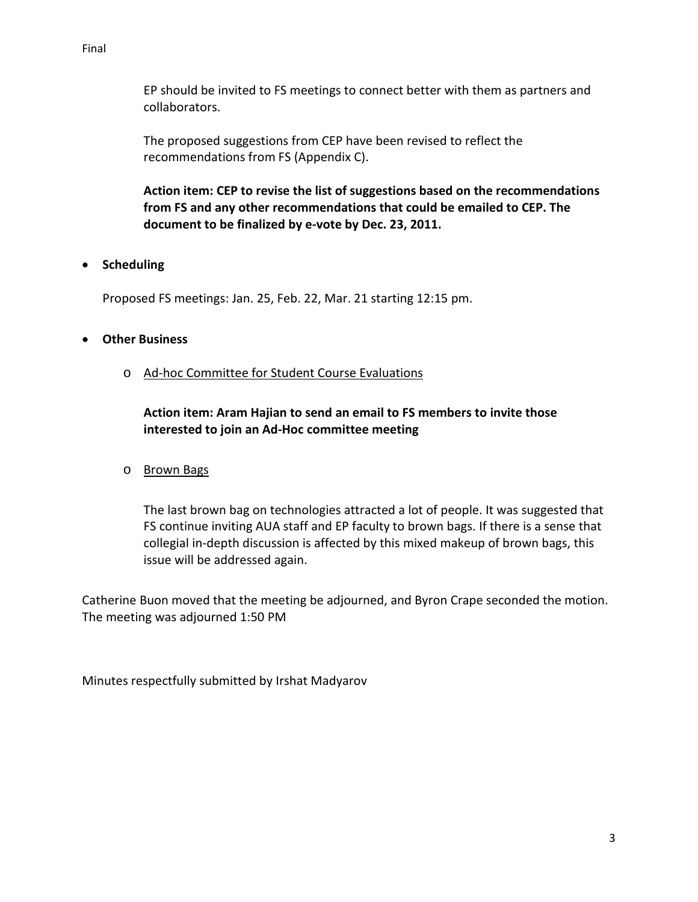EP should be invited to FS meetings to connect better with them as partners and collaborators.

The proposed suggestions from CEP have been revised to reflect the recommendations from FS (Appendix C).

**Action item: CEP to revise the list of suggestions based on the recommendations from FS and any other recommendations that could be emailed to CEP. The document to be finalized by e-vote by Dec. 23, 2011.**

- **Scheduling**

  Proposed FS meetings: Jan. 25, Feb. 22, Mar. 21 starting 12:15 pm.

- **Other Business**

  - <u>Ad-hoc Committee for Student Course Evaluations</u>

    **Action item: Aram Hajian to send an email to FS members to invite those interested to join an Ad-Hoc committee meeting**

  - <u>Brown Bags</u>

    The last brown bag on technologies attracted a lot of people. It was suggested that FS continue inviting AUA staff and EP faculty to brown bags. If there is a sense that collegial in-depth discussion is affected by this mixed makeup of brown bags, this issue will be addressed again.

Catherine Buon moved that the meeting be adjourned, and Byron Crape seconded the motion. The meeting was adjourned 1:50 PM

Minutes respectfully submitted by Irshat Madyarov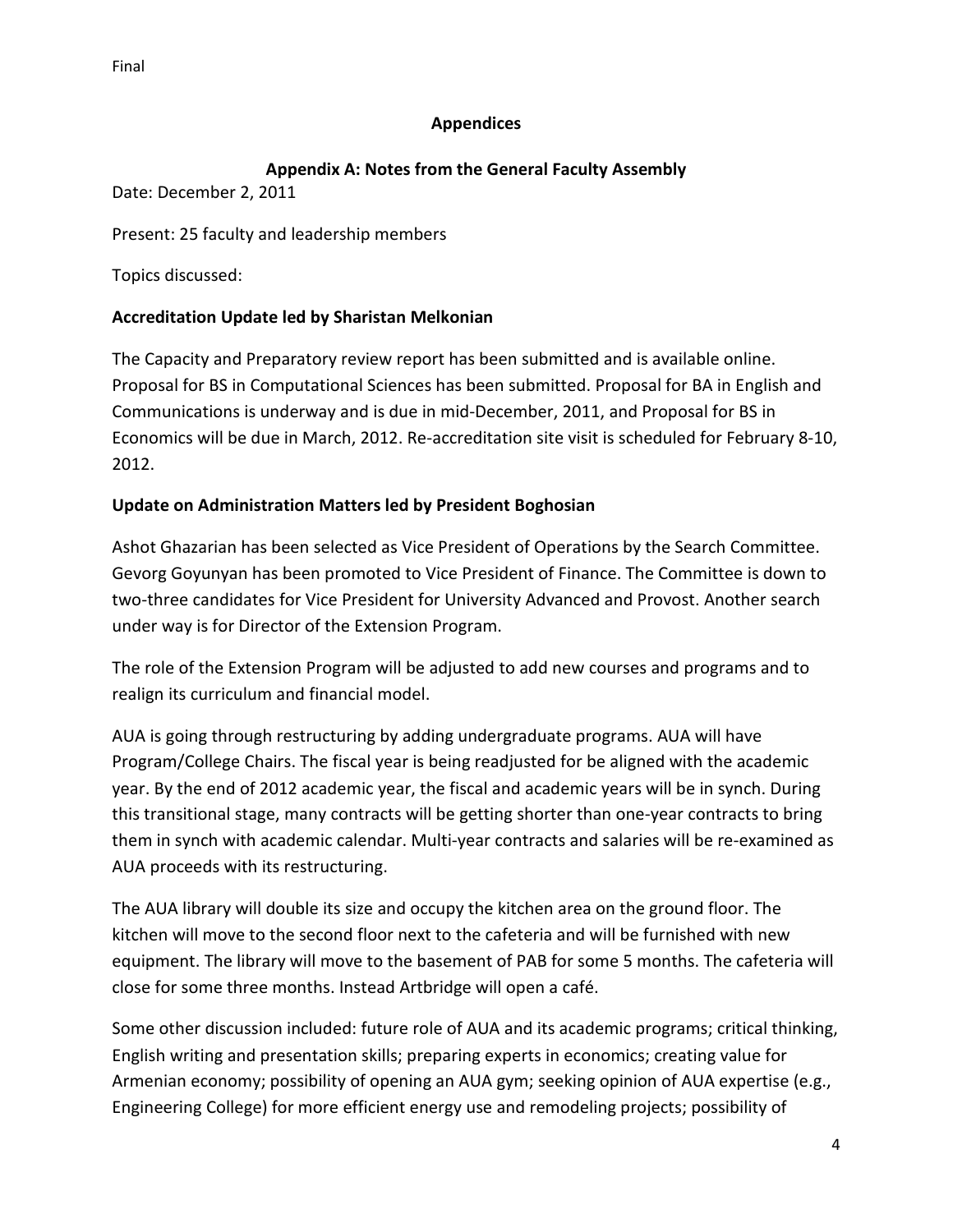# Appendices

## Appendix A: Notes from the General Faculty Assembly

Date: December 2, 2011

Present: 25 faculty and leadership members

Topics discussed:

**Accreditation Update led by Sharistan Melkonian**

The Capacity and Preparatory review report has been submitted and is available online. Proposal for BS in Computational Sciences has been submitted. Proposal for BA in English and Communications is underway and is due in mid-December, 2011, and Proposal for BS in Economics will be due in March, 2012. Re-accreditation site visit is scheduled for February 8-10, 2012.

**Update on Administration Matters led by President Boghosian**

Ashot Ghazarian has been selected as Vice President of Operations by the Search Committee. Gevorg Goyunyan has been promoted to Vice President of Finance. The Committee is down to two-three candidates for Vice President for University Advanced and Provost. Another search under way is for Director of the Extension Program.

The role of the Extension Program will be adjusted to add new courses and programs and to realign its curriculum and financial model.

AUA is going through restructuring by adding undergraduate programs. AUA will have Program/College Chairs. The fiscal year is being readjusted for be aligned with the academic year. By the end of 2012 academic year, the fiscal and academic years will be in synch. During this transitional stage, many contracts will be getting shorter than one-year contracts to bring them in synch with academic calendar. Multi-year contracts and salaries will be re-examined as AUA proceeds with its restructuring.

The AUA library will double its size and occupy the kitchen area on the ground floor. The kitchen will move to the second floor next to the cafeteria and will be furnished with new equipment. The library will move to the basement of PAB for some 5 months. The cafeteria will close for some three months. Instead Artbridge will open a café.

Some other discussion included: future role of AUA and its academic programs; critical thinking, English writing and presentation skills; preparing experts in economics; creating value for Armenian economy; possibility of opening an AUA gym; seeking opinion of AUA expertise (e.g., Engineering College) for more efficient energy use and remodeling projects; possibility of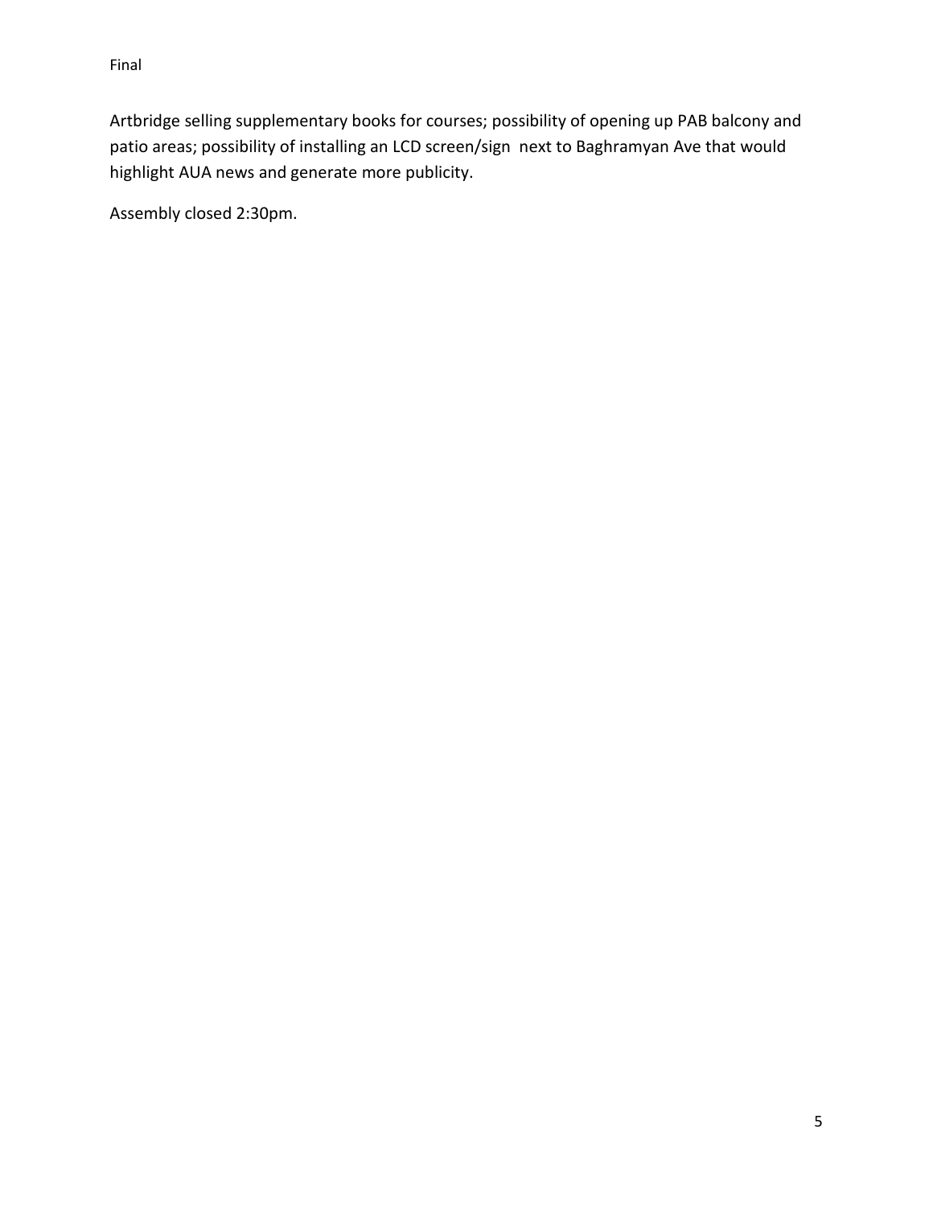Artbridge selling supplementary books for courses; possibility of opening up PAB balcony and patio areas; possibility of installing an LCD screen/sign next to Baghramyan Ave that would highlight AUA news and generate more publicity.

Assembly closed 2:30pm.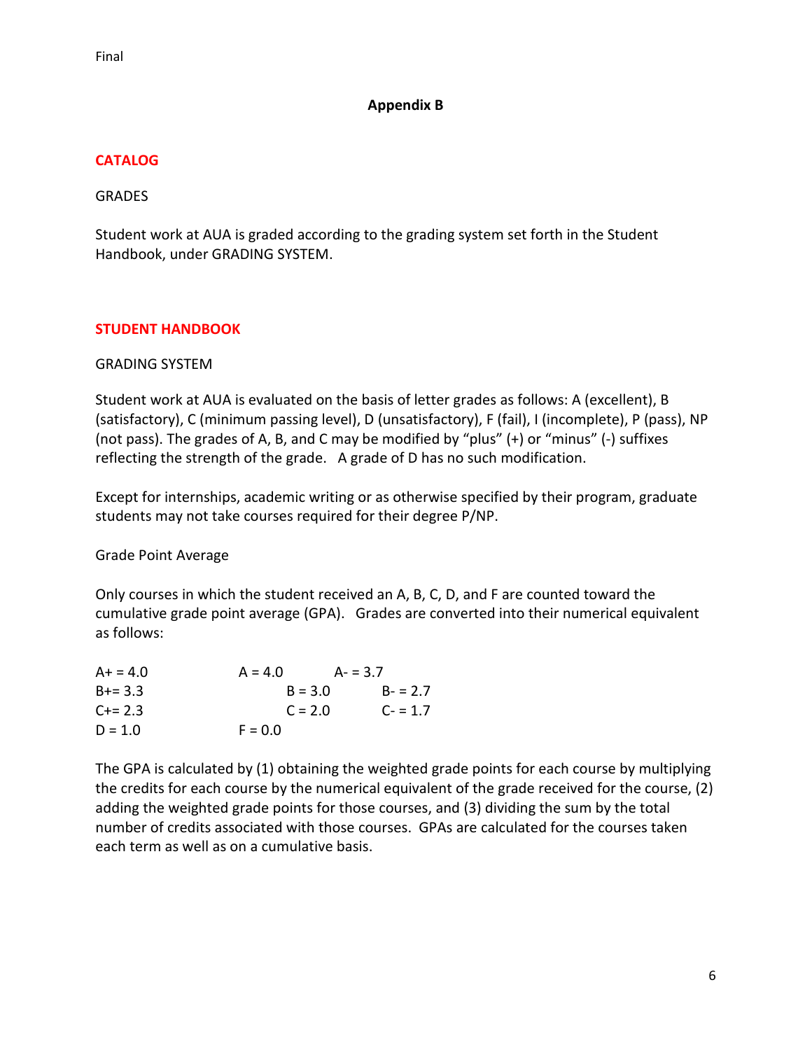Final

## Appendix B

### CATALOG

GRADES

Student work at AUA is graded according to the grading system set forth in the Student Handbook, under GRADING SYSTEM.

### STUDENT HANDBOOK

GRADING SYSTEM

Student work at AUA is evaluated on the basis of letter grades as follows: A (excellent), B (satisfactory), C (minimum passing level), D (unsatisfactory), F (fail), I (incomplete), P (pass), NP (not pass). The grades of A, B, and C may be modified by "plus" (+) or "minus" (-) suffixes reflecting the strength of the grade. A grade of D has no such modification.

Except for internships, academic writing or as otherwise specified by their program, graduate students may not take courses required for their degree P/NP.

Grade Point Average

Only courses in which the student received an A, B, C, D, and F are counted toward the cumulative grade point average (GPA). Grades are converted into their numerical equivalent as follows:

| | | |
|---|---|---|
| A+ = 4.0 | A = 4.0 | A- = 3.7 |
| B+= 3.3 | B = 3.0 | B- = 2.7 |
| C+= 2.3 | C = 2.0 | C- = 1.7 |
| D = 1.0 | F = 0.0 | |

The GPA is calculated by (1) obtaining the weighted grade points for each course by multiplying the credits for each course by the numerical equivalent of the grade received for the course, (2) adding the weighted grade points for those courses, and (3) dividing the sum by the total number of credits associated with those courses. GPAs are calculated for the courses taken each term as well as on a cumulative basis.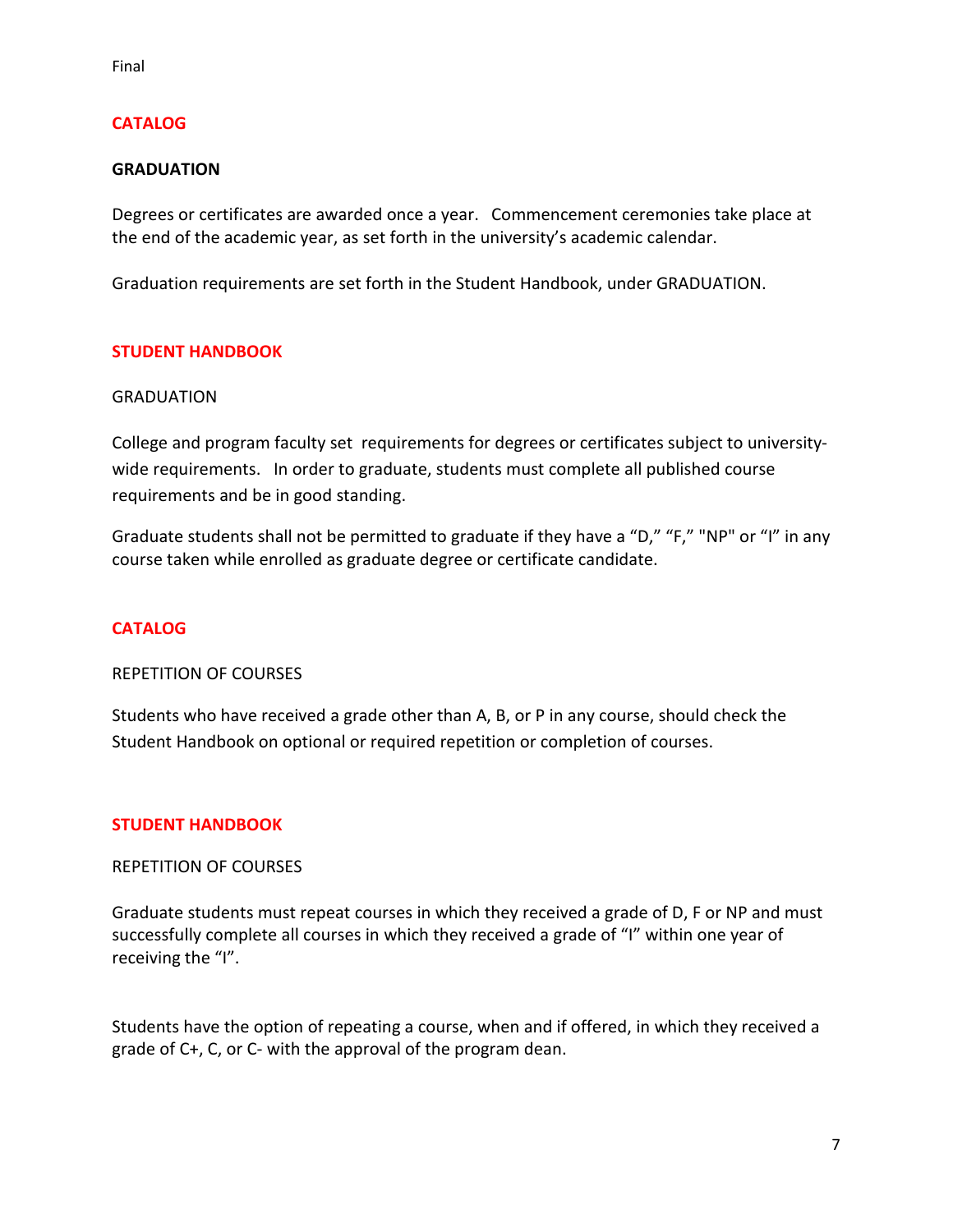Final

## CATALOG

### GRADUATION

Degrees or certificates are awarded once a year. Commencement ceremonies take place at the end of the academic year, as set forth in the university's academic calendar.

Graduation requirements are set forth in the Student Handbook, under GRADUATION.

## STUDENT HANDBOOK

GRADUATION

College and program faculty set requirements for degrees or certificates subject to university-wide requirements. In order to graduate, students must complete all published course requirements and be in good standing.

Graduate students shall not be permitted to graduate if they have a "D," "F," "NP" or "I" in any course taken while enrolled as graduate degree or certificate candidate.

## CATALOG

REPETITION OF COURSES

Students who have received a grade other than A, B, or P in any course, should check the Student Handbook on optional or required repetition or completion of courses.

## STUDENT HANDBOOK

REPETITION OF COURSES

Graduate students must repeat courses in which they received a grade of D, F or NP and must successfully complete all courses in which they received a grade of "I" within one year of receiving the "I".

Students have the option of repeating a course, when and if offered, in which they received a grade of C+, C, or C- with the approval of the program dean.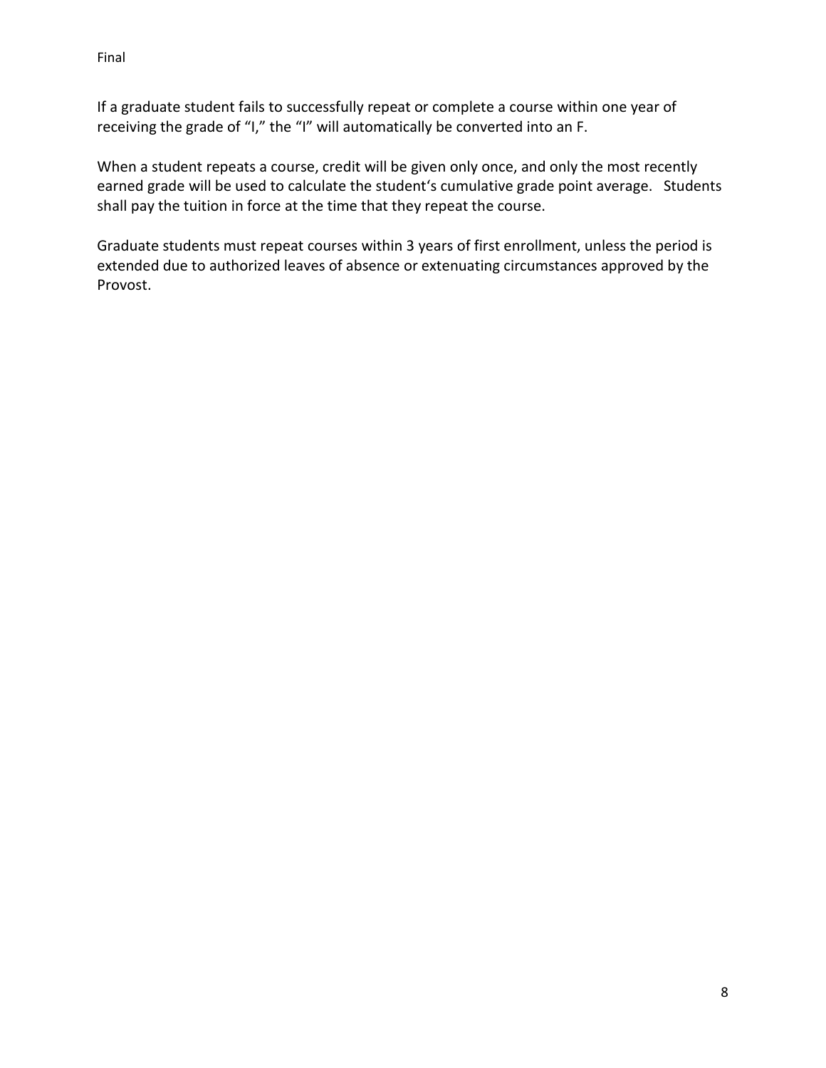If a graduate student fails to successfully repeat or complete a course within one year of receiving the grade of "I," the "I" will automatically be converted into an F.

When a student repeats a course, credit will be given only once, and only the most recently earned grade will be used to calculate the student's cumulative grade point average. Students shall pay the tuition in force at the time that they repeat the course.

Graduate students must repeat courses within 3 years of first enrollment, unless the period is extended due to authorized leaves of absence or extenuating circumstances approved by the Provost.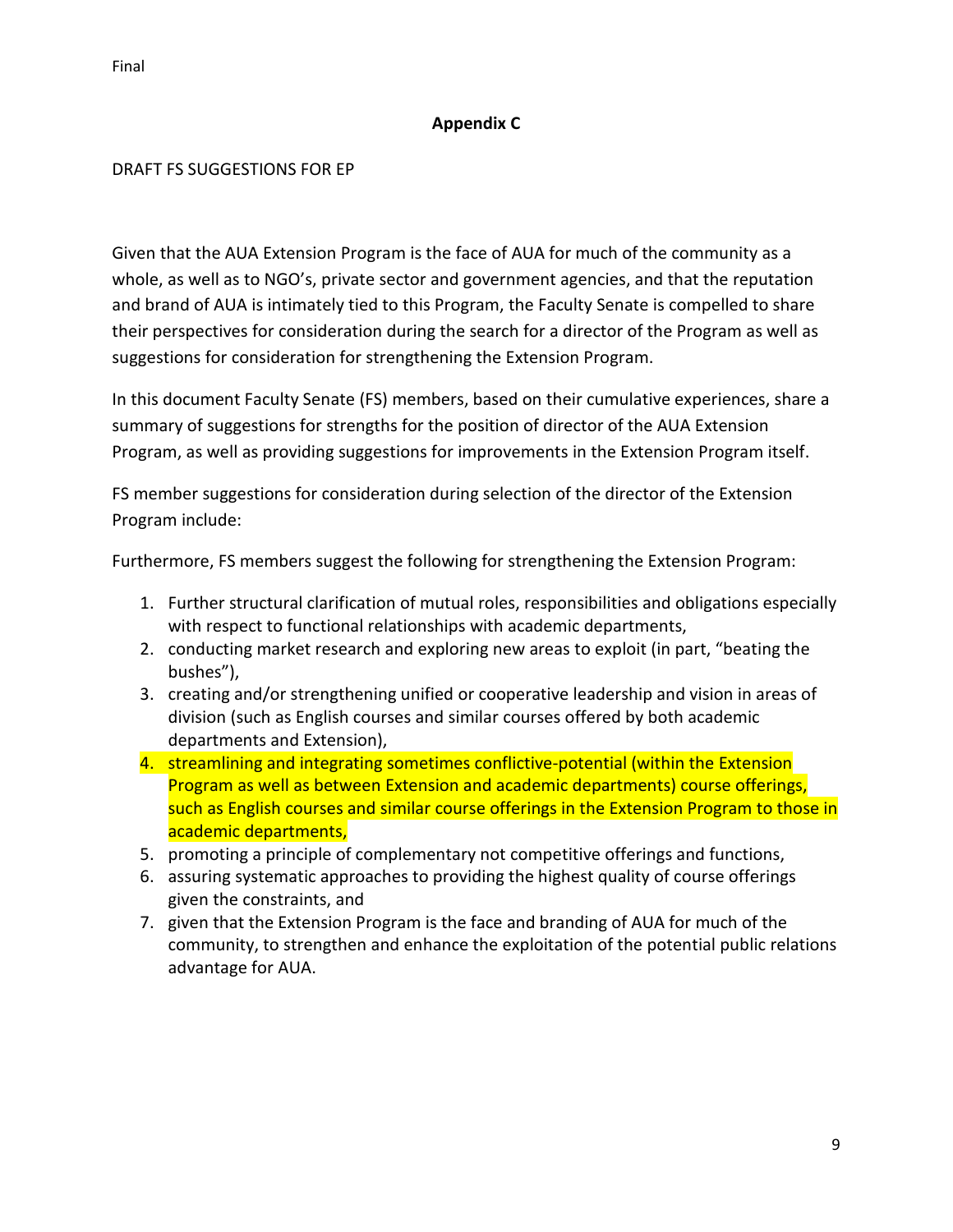Final

## Appendix C

DRAFT FS SUGGESTIONS FOR EP

Given that the AUA Extension Program is the face of AUA for much of the community as a whole, as well as to NGO's, private sector and government agencies, and that the reputation and brand of AUA is intimately tied to this Program, the Faculty Senate is compelled to share their perspectives for consideration during the search for a director of the Program as well as suggestions for consideration for strengthening the Extension Program.

In this document Faculty Senate (FS) members, based on their cumulative experiences, share a summary of suggestions for strengths for the position of director of the AUA Extension Program, as well as providing suggestions for improvements in the Extension Program itself.

FS member suggestions for consideration during selection of the director of the Extension Program include:

Furthermore, FS members suggest the following for strengthening the Extension Program:

1. Further structural clarification of mutual roles, responsibilities and obligations especially with respect to functional relationships with academic departments,
2. conducting market research and exploring new areas to exploit (in part, "beating the bushes"),
3. creating and/or strengthening unified or cooperative leadership and vision in areas of division (such as English courses and similar courses offered by both academic departments and Extension),
4. streamlining and integrating sometimes conflictive-potential (within the Extension Program as well as between Extension and academic departments) course offerings, such as English courses and similar course offerings in the Extension Program to those in academic departments,
5. promoting a principle of complementary not competitive offerings and functions,
6. assuring systematic approaches to providing the highest quality of course offerings given the constraints, and
7. given that the Extension Program is the face and branding of AUA for much of the community, to strengthen and enhance the exploitation of the potential public relations advantage for AUA.